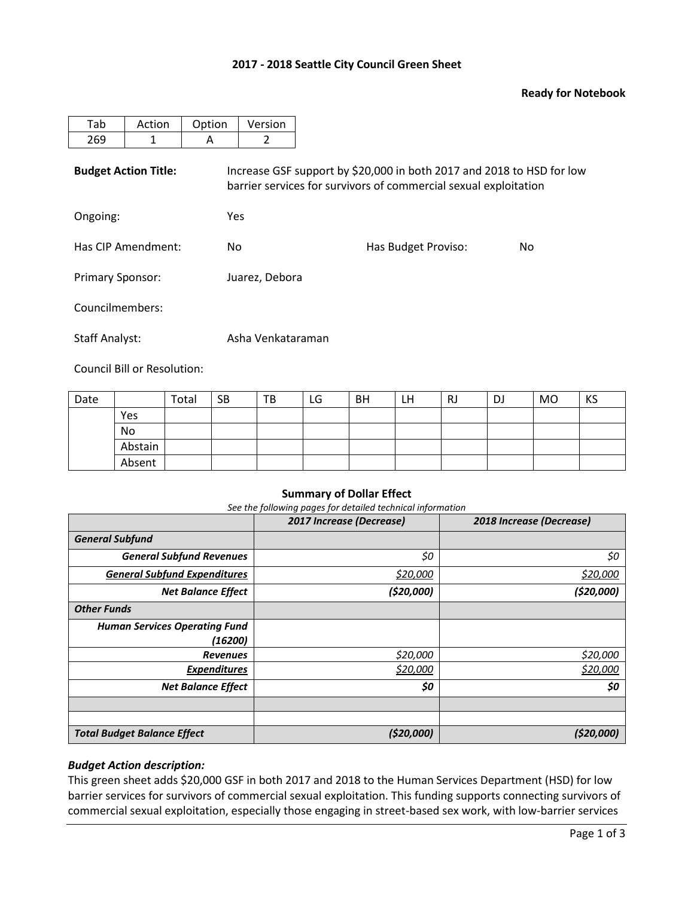**2017 - 2018 Seattle City Council Green Sheet**

**Ready for Notebook**

| Tab | Action | Option | Version |
|---|---|---|---|
| 269 | 1 | A | 2 |

**Budget Action Title:** Increase GSF support by $20,000 in both 2017 and 2018 to HSD for low barrier services for survivors of commercial sexual exploitation

Ongoing: Yes

Has CIP Amendment: No

Has Budget Proviso: No

Primary Sponsor: Juarez, Debora

Councilmembers:

Staff Analyst: Asha Venkataraman

Council Bill or Resolution:

| Date | | Total | SB | TB | LG | BH | LH | RJ | DJ | MO | KS |
|---|---|---|---|---|---|---|---|---|---|---|---|
| | Yes | | | | | | | | | | |
| | No | | | | | | | | | | |
| | Abstain | | | | | | | | | | |
| | Absent | | | | | | | | | | |

**Summary of Dollar Effect**

*See the following pages for detailed technical information*

| | *2017 Increase (Decrease)* | *2018 Increase (Decrease)* |
|---|---|---|
| ***General Subfund*** | | |
| ***General Subfund Revenues*** | *$0* | *$0* |
| ***General Subfund Expenditures*** | *$20,000* | *$20,000* |
| ***Net Balance Effect*** | ***($20,000)*** | ***($20,000)*** |
| ***Other Funds*** | | |
| ***Human Services Operating Fund (16200)*** | | |
| ***Revenues*** | *$20,000* | *$20,000* |
| ***Expenditures*** | *$20,000* | *$20,000* |
| ***Net Balance Effect*** | ***$0*** | ***$0*** |
| | | |
| | | |
| ***Total Budget Balance Effect*** | ***($20,000)*** | ***($20,000)*** |

***Budget Action description:***

This green sheet adds $20,000 GSF in both 2017 and 2018 to the Human Services Department (HSD) for low barrier services for survivors of commercial sexual exploitation. This funding supports connecting survivors of commercial sexual exploitation, especially those engaging in street-based sex work, with low-barrier services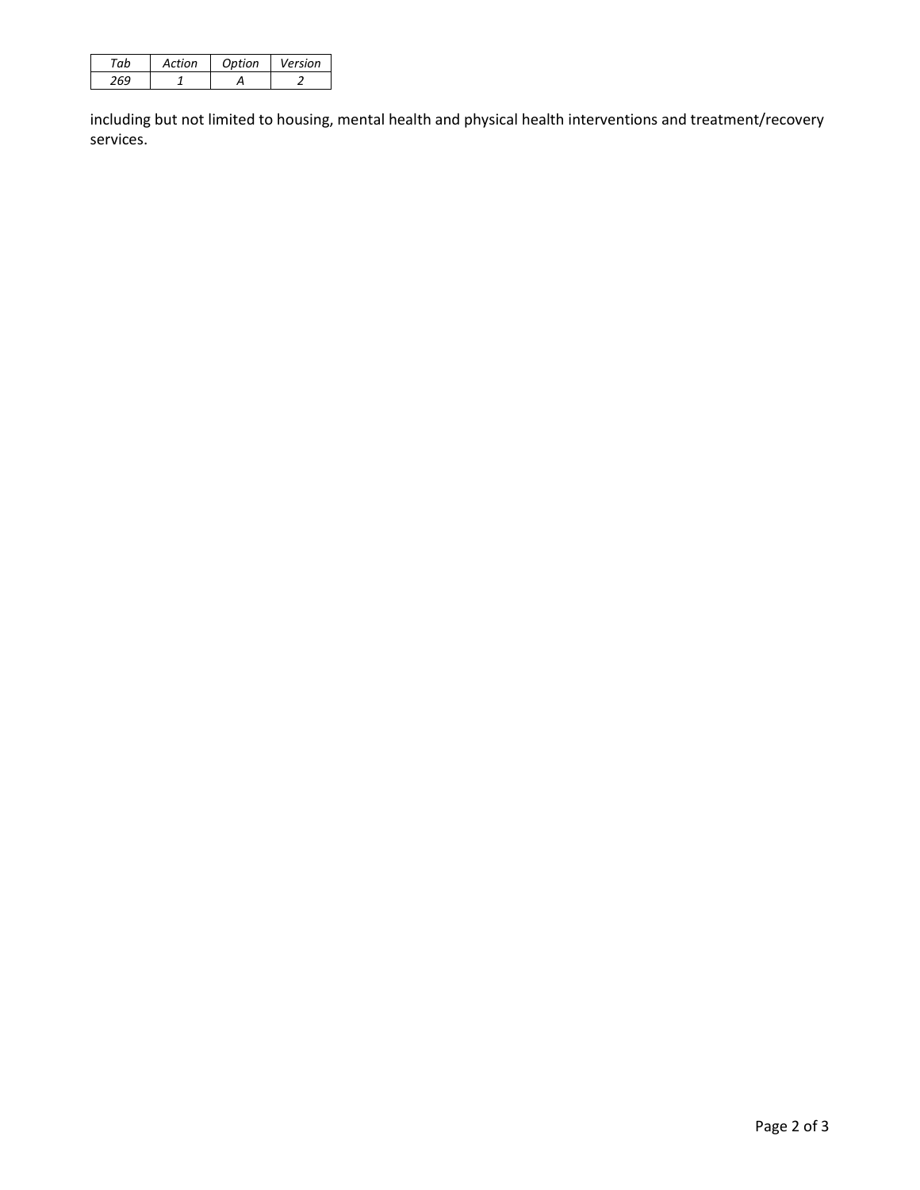including but not limited to housing, mental health and physical health interventions and treatment/recovery services.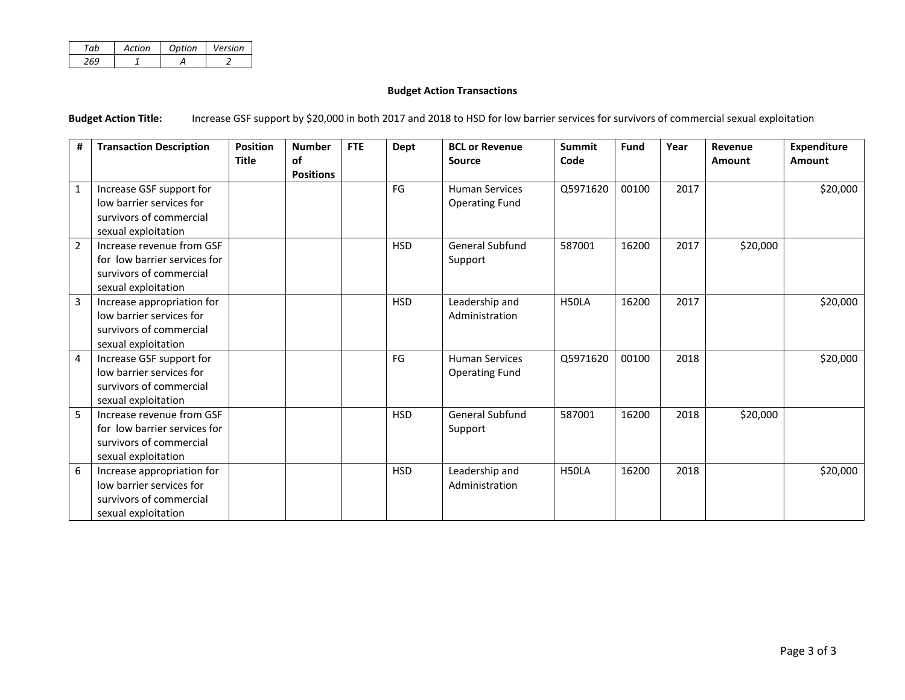| Tab | Action | Option | Version |
|---|---|---|---|
| 269 | 1 | A | 2 |

**Budget Action Transactions**

**Budget Action Title:** Increase GSF support by $20,000 in both 2017 and 2018 to HSD for low barrier services for survivors of commercial sexual exploitation

| # | Transaction Description | Position Title | Number of Positions | FTE | Dept | BCL or Revenue Source | Summit Code | Fund | Year | Revenue Amount | Expenditure Amount |
|---|---|---|---|---|---|---|---|---|---|---|---|
| 1 | Increase GSF support for low barrier services for survivors of commercial sexual exploitation | | | | FG | Human Services Operating Fund | Q5971620 | 00100 | 2017 | | $20,000 |
| 2 | Increase revenue from GSF for low barrier services for survivors of commercial sexual exploitation | | | | HSD | General Subfund Support | 587001 | 16200 | 2017 | $20,000 | |
| 3 | Increase appropriation for low barrier services for survivors of commercial sexual exploitation | | | | HSD | Leadership and Administration | H50LA | 16200 | 2017 | | $20,000 |
| 4 | Increase GSF support for low barrier services for survivors of commercial sexual exploitation | | | | FG | Human Services Operating Fund | Q5971620 | 00100 | 2018 | | $20,000 |
| 5 | Increase revenue from GSF for low barrier services for survivors of commercial sexual exploitation | | | | HSD | General Subfund Support | 587001 | 16200 | 2018 | $20,000 | |
| 6 | Increase appropriation for low barrier services for survivors of commercial sexual exploitation | | | | HSD | Leadership and Administration | H50LA | 16200 | 2018 | | $20,000 |